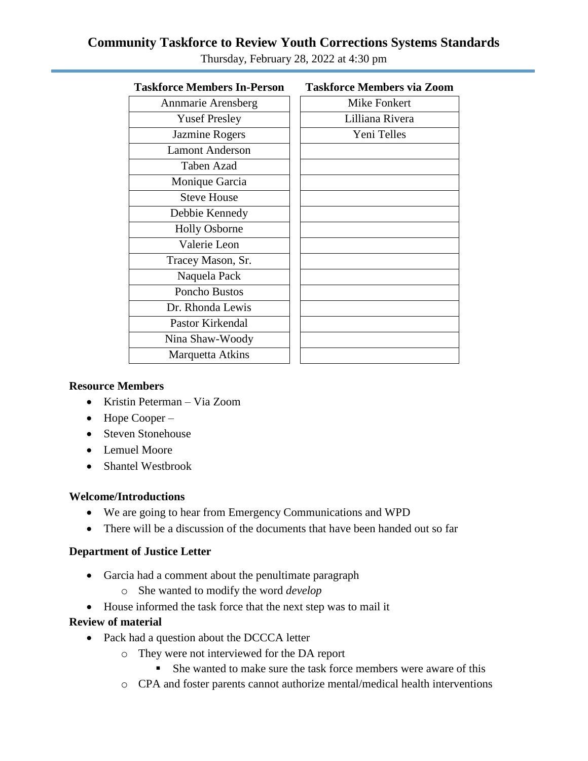# Community Taskforce to Review Youth Corrections Systems Standards

Thursday, February 28, 2022 at 4:30 pm

| Taskforce Members In-Person | Taskforce Members via Zoom |
|---|---|
| Annmarie Arensberg | Mike Fonkert |
| Yusef Presley | Lilliana Rivera |
| Jazmine Rogers | Yeni Telles |
| Lamont Anderson | |
| Taben Azad | |
| Monique Garcia | |
| Steve House | |
| Debbie Kennedy | |
| Holly Osborne | |
| Valerie Leon | |
| Tracey Mason, Sr. | |
| Naquela Pack | |
| Poncho Bustos | |
| Dr. Rhonda Lewis | |
| Pastor Kirkendal | |
| Nina Shaw-Woody | |
| Marquetta Atkins | |

**Resource Members**

- Kristin Peterman – Via Zoom
- Hope Cooper –
- Steven Stonehouse
- Lemuel Moore
- Shantel Westbrook

**Welcome/Introductions**

- We are going to hear from Emergency Communications and WPD
- There will be a discussion of the documents that have been handed out so far

**Department of Justice Letter**

- Garcia had a comment about the penultimate paragraph
  - She wanted to modify the word *develop*
- House informed the task force that the next step was to mail it

**Review of material**

- Pack had a question about the DCCCA letter
  - They were not interviewed for the DA report
    - She wanted to make sure the task force members were aware of this
  - CPA and foster parents cannot authorize mental/medical health interventions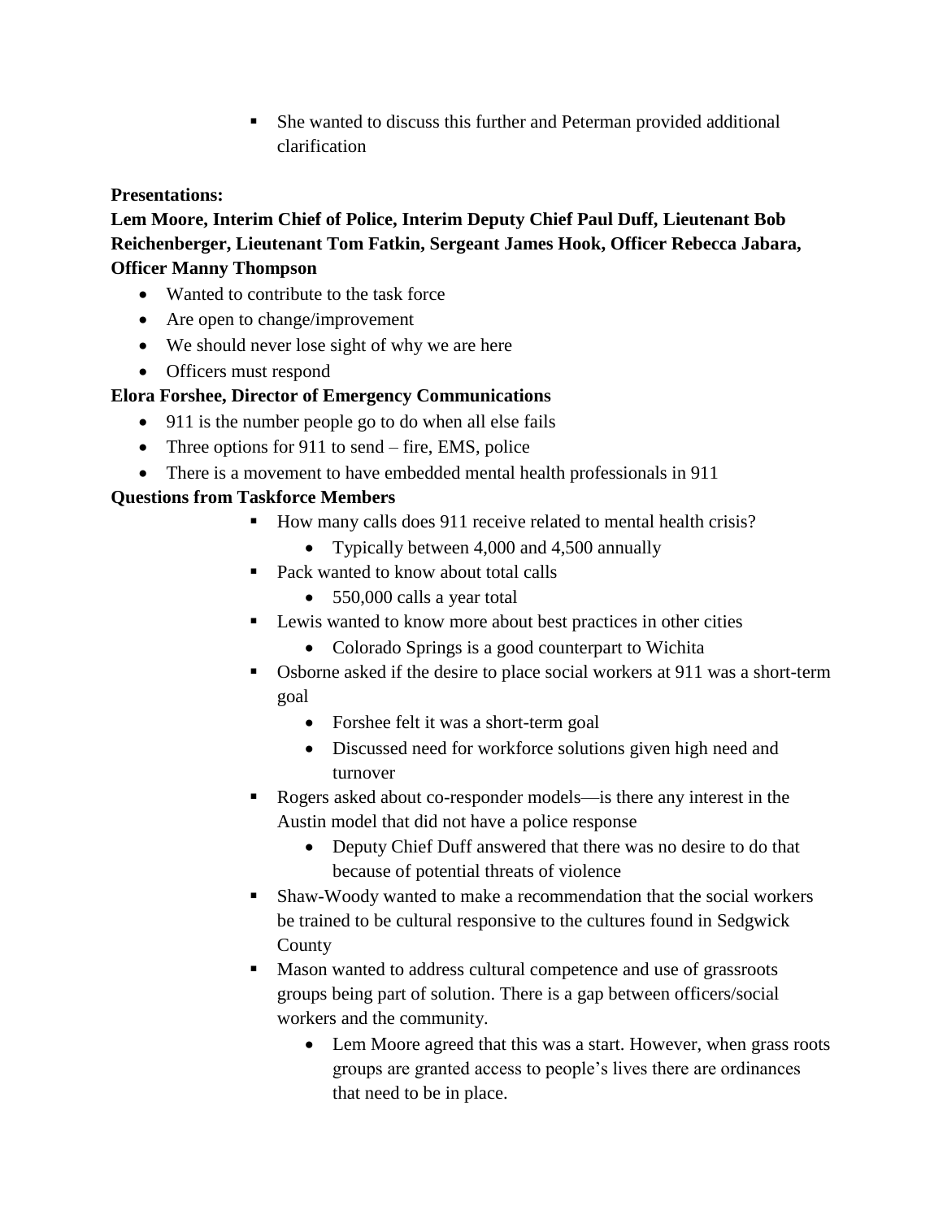- She wanted to discuss this further and Peterman provided additional clarification

**Presentations:**

**Lem Moore, Interim Chief of Police, Interim Deputy Chief Paul Duff, Lieutenant Bob Reichenberger, Lieutenant Tom Fatkin, Sergeant James Hook, Officer Rebecca Jabara, Officer Manny Thompson**

- Wanted to contribute to the task force
- Are open to change/improvement
- We should never lose sight of why we are here
- Officers must respond

**Elora Forshee, Director of Emergency Communications**

- 911 is the number people go to do when all else fails
- Three options for 911 to send – fire, EMS, police
- There is a movement to have embedded mental health professionals in 911

**Questions from Taskforce Members**

- How many calls does 911 receive related to mental health crisis?
  - Typically between 4,000 and 4,500 annually
- Pack wanted to know about total calls
  - 550,000 calls a year total
- Lewis wanted to know more about best practices in other cities
  - Colorado Springs is a good counterpart to Wichita
- Osborne asked if the desire to place social workers at 911 was a short-term goal
  - Forshee felt it was a short-term goal
  - Discussed need for workforce solutions given high need and turnover
- Rogers asked about co-responder models—is there any interest in the Austin model that did not have a police response
  - Deputy Chief Duff answered that there was no desire to do that because of potential threats of violence
- Shaw-Woody wanted to make a recommendation that the social workers be trained to be cultural responsive to the cultures found in Sedgwick County
- Mason wanted to address cultural competence and use of grassroots groups being part of solution. There is a gap between officers/social workers and the community.
  - Lem Moore agreed that this was a start. However, when grass roots groups are granted access to people's lives there are ordinances that need to be in place.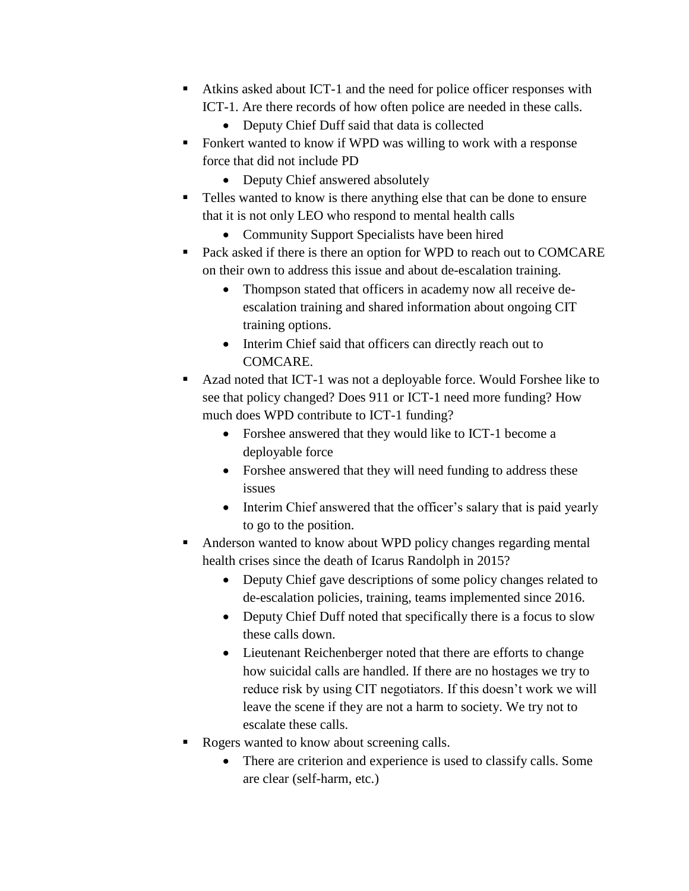- Atkins asked about ICT-1 and the need for police officer responses with ICT-1. Are there records of how often police are needed in these calls.
    - Deputy Chief Duff said that data is collected
- Fonkert wanted to know if WPD was willing to work with a response force that did not include PD
    - Deputy Chief answered absolutely
- Telles wanted to know is there anything else that can be done to ensure that it is not only LEO who respond to mental health calls
    - Community Support Specialists have been hired
- Pack asked if there is there an option for WPD to reach out to COMCARE on their own to address this issue and about de-escalation training.
    - Thompson stated that officers in academy now all receive de-escalation training and shared information about ongoing CIT training options.
    - Interim Chief said that officers can directly reach out to COMCARE.
- Azad noted that ICT-1 was not a deployable force. Would Forshee like to see that policy changed? Does 911 or ICT-1 need more funding? How much does WPD contribute to ICT-1 funding?
    - Forshee answered that they would like to ICT-1 become a deployable force
    - Forshee answered that they will need funding to address these issues
    - Interim Chief answered that the officer's salary that is paid yearly to go to the position.
- Anderson wanted to know about WPD policy changes regarding mental health crises since the death of Icarus Randolph in 2015?
    - Deputy Chief gave descriptions of some policy changes related to de-escalation policies, training, teams implemented since 2016.
    - Deputy Chief Duff noted that specifically there is a focus to slow these calls down.
    - Lieutenant Reichenberger noted that there are efforts to change how suicidal calls are handled. If there are no hostages we try to reduce risk by using CIT negotiators. If this doesn't work we will leave the scene if they are not a harm to society. We try not to escalate these calls.
- Rogers wanted to know about screening calls.
    - There are criterion and experience is used to classify calls. Some are clear (self-harm, etc.)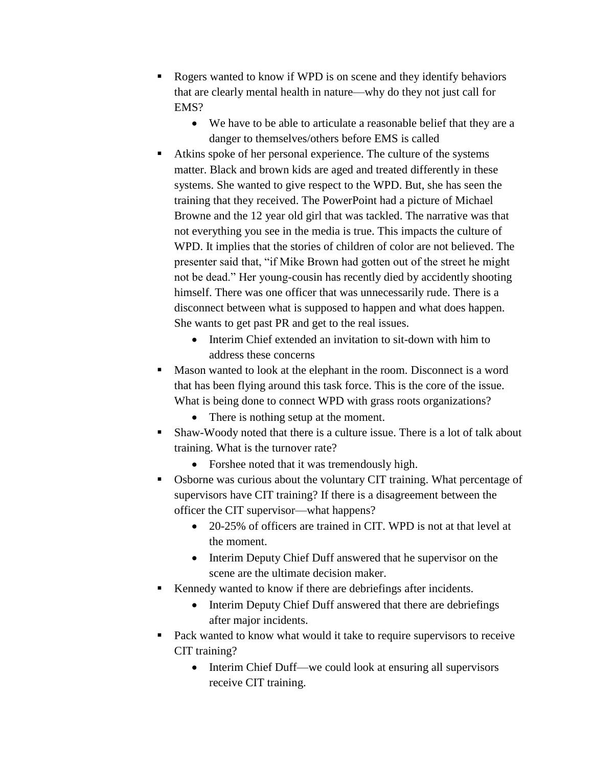- Rogers wanted to know if WPD is on scene and they identify behaviors that are clearly mental health in nature—why do they not just call for EMS?
  - We have to be able to articulate a reasonable belief that they are a danger to themselves/others before EMS is called
- Atkins spoke of her personal experience. The culture of the systems matter. Black and brown kids are aged and treated differently in these systems. She wanted to give respect to the WPD. But, she has seen the training that they received. The PowerPoint had a picture of Michael Browne and the 12 year old girl that was tackled. The narrative was that not everything you see in the media is true. This impacts the culture of WPD. It implies that the stories of children of color are not believed. The presenter said that, "if Mike Brown had gotten out of the street he might not be dead." Her young-cousin has recently died by accidently shooting himself. There was one officer that was unnecessarily rude. There is a disconnect between what is supposed to happen and what does happen. She wants to get past PR and get to the real issues.
  - Interim Chief extended an invitation to sit-down with him to address these concerns
- Mason wanted to look at the elephant in the room. Disconnect is a word that has been flying around this task force. This is the core of the issue. What is being done to connect WPD with grass roots organizations?
  - There is nothing setup at the moment.
- Shaw-Woody noted that there is a culture issue. There is a lot of talk about training. What is the turnover rate?
  - Forshee noted that it was tremendously high.
- Osborne was curious about the voluntary CIT training. What percentage of supervisors have CIT training? If there is a disagreement between the officer the CIT supervisor—what happens?
  - 20-25% of officers are trained in CIT. WPD is not at that level at the moment.
  - Interim Deputy Chief Duff answered that he supervisor on the scene are the ultimate decision maker.
- Kennedy wanted to know if there are debriefings after incidents.
  - Interim Deputy Chief Duff answered that there are debriefings after major incidents.
- Pack wanted to know what would it take to require supervisors to receive CIT training?
  - Interim Chief Duff—we could look at ensuring all supervisors receive CIT training.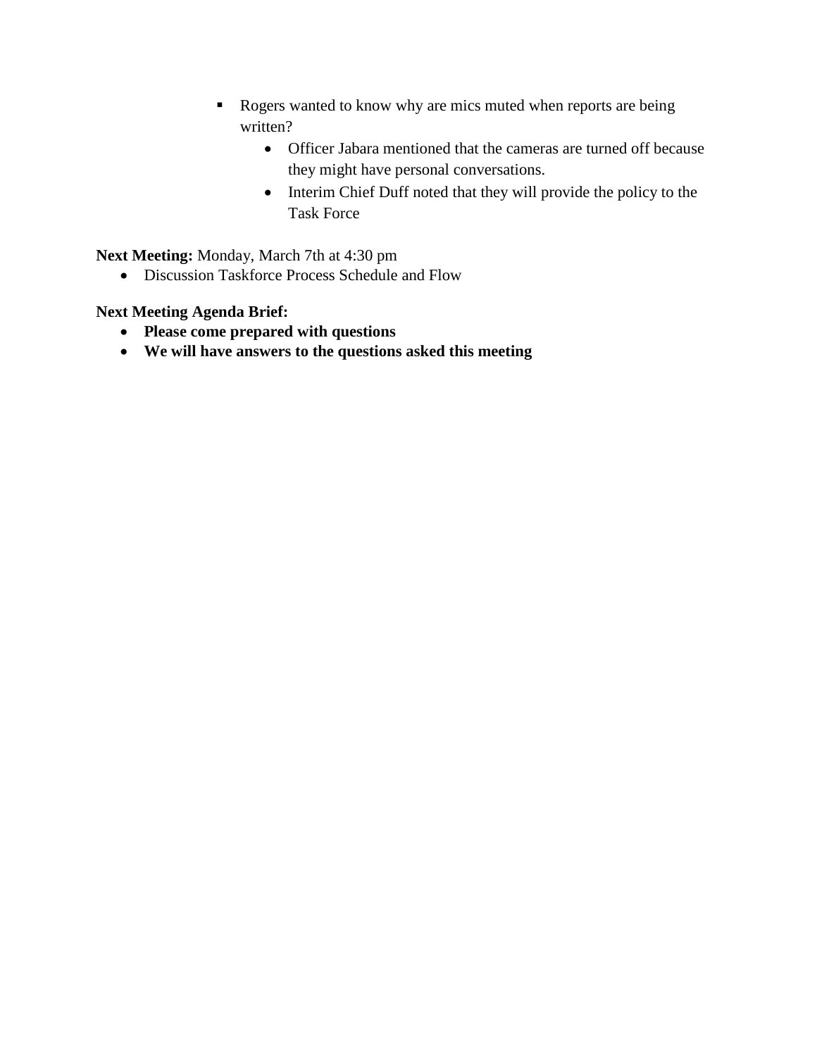- Rogers wanted to know why are mics muted when reports are being written?
  - Officer Jabara mentioned that the cameras are turned off because they might have personal conversations.
  - Interim Chief Duff noted that they will provide the policy to the Task Force

**Next Meeting:** Monday, March 7th at 4:30 pm

- Discussion Taskforce Process Schedule and Flow

**Next Meeting Agenda Brief:**

- **Please come prepared with questions**
- **We will have answers to the questions asked this meeting**